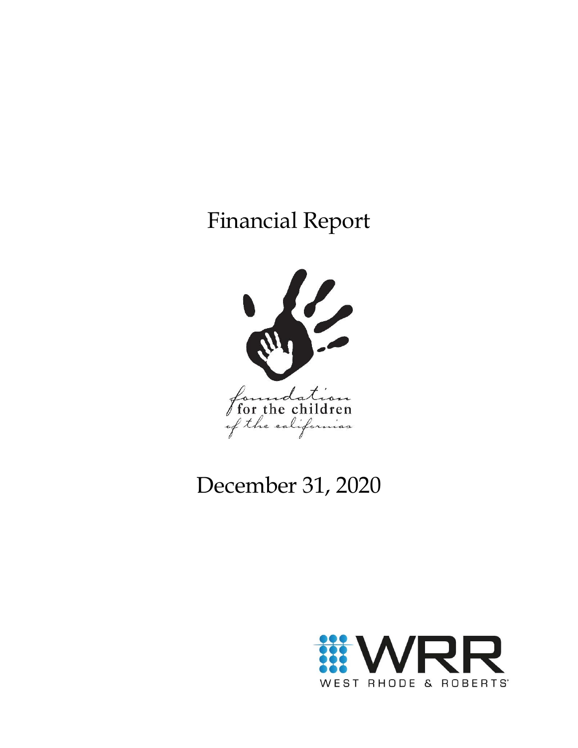# Financial Report

foundation
for the children
of the californias

# December 31, 2020

WRR
WEST RHODE & ROBERTS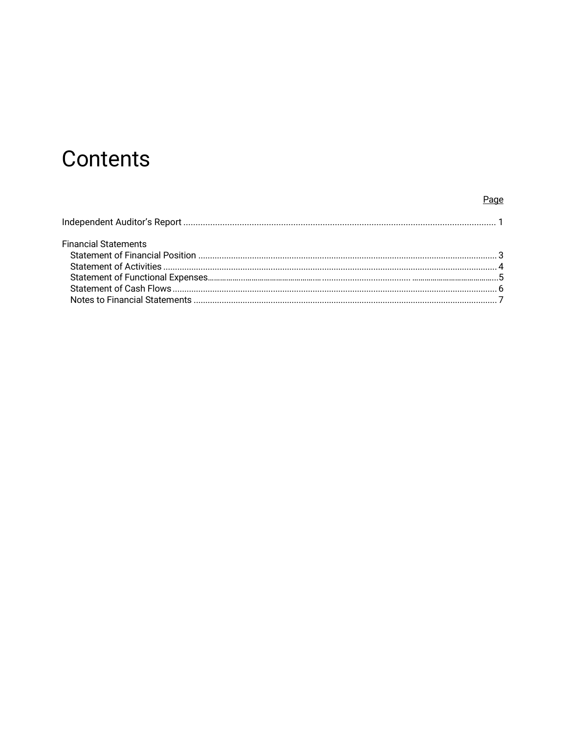# Contents

| | Page |
|---|---|
| Independent Auditor's Report | 1 |
| **Financial Statements** | |
| Statement of Financial Position | 3 |
| Statement of Activities | 4 |
| Statement of Functional Expenses | 5 |
| Statement of Cash Flows | 6 |
| Notes to Financial Statements | 7 |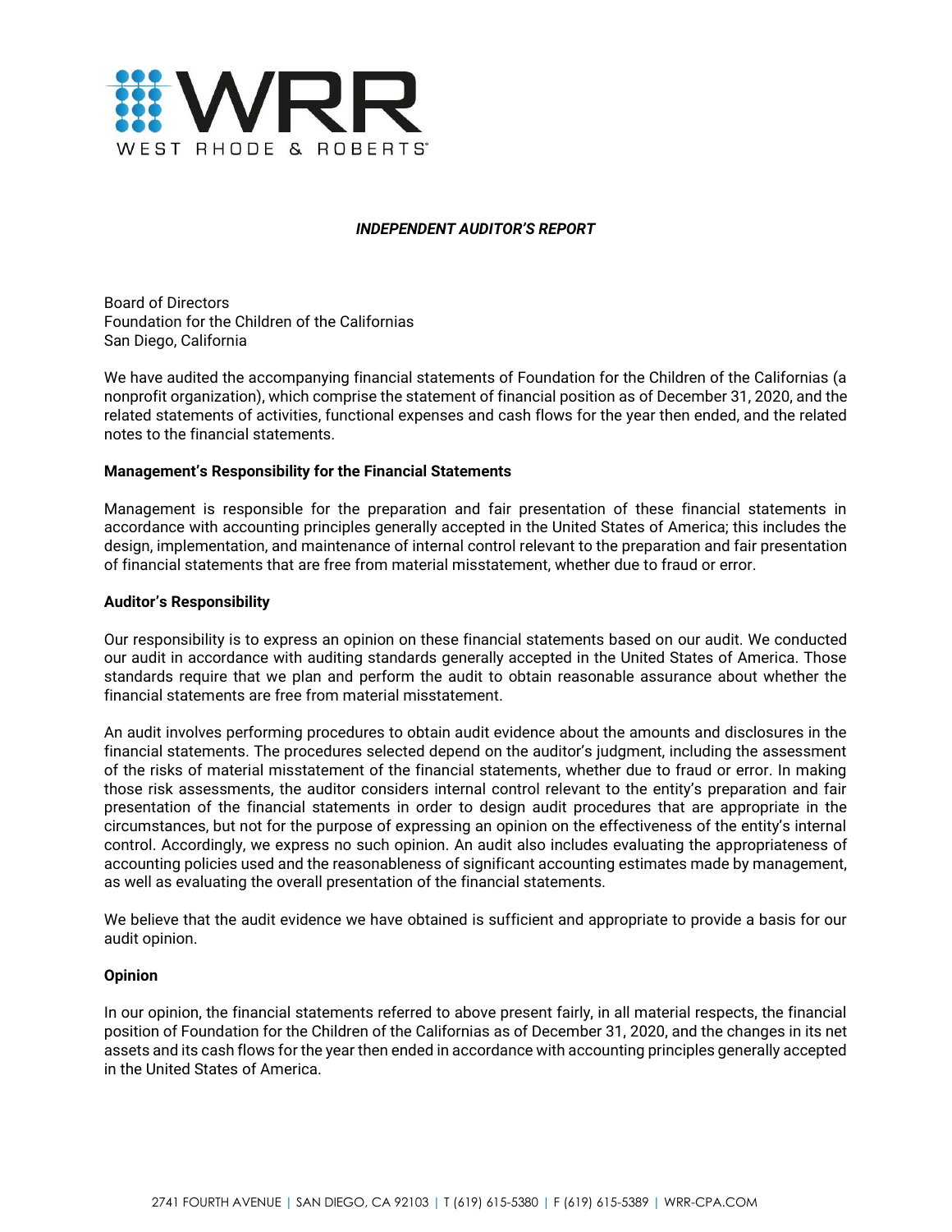WEST RHODE & ROBERTS

***INDEPENDENT AUDITOR'S REPORT***

Board of Directors
Foundation for the Children of the Californias
San Diego, California

We have audited the accompanying financial statements of Foundation for the Children of the Californias (a nonprofit organization), which comprise the statement of financial position as of December 31, 2020, and the related statements of activities, functional expenses and cash flows for the year then ended, and the related notes to the financial statements.

**Management's Responsibility for the Financial Statements**

Management is responsible for the preparation and fair presentation of these financial statements in accordance with accounting principles generally accepted in the United States of America; this includes the design, implementation, and maintenance of internal control relevant to the preparation and fair presentation of financial statements that are free from material misstatement, whether due to fraud or error.

**Auditor's Responsibility**

Our responsibility is to express an opinion on these financial statements based on our audit. We conducted our audit in accordance with auditing standards generally accepted in the United States of America. Those standards require that we plan and perform the audit to obtain reasonable assurance about whether the financial statements are free from material misstatement.

An audit involves performing procedures to obtain audit evidence about the amounts and disclosures in the financial statements. The procedures selected depend on the auditor's judgment, including the assessment of the risks of material misstatement of the financial statements, whether due to fraud or error. In making those risk assessments, the auditor considers internal control relevant to the entity's preparation and fair presentation of the financial statements in order to design audit procedures that are appropriate in the circumstances, but not for the purpose of expressing an opinion on the effectiveness of the entity's internal control. Accordingly, we express no such opinion. An audit also includes evaluating the appropriateness of accounting policies used and the reasonableness of significant accounting estimates made by management, as well as evaluating the overall presentation of the financial statements.

We believe that the audit evidence we have obtained is sufficient and appropriate to provide a basis for our audit opinion.

**Opinion**

In our opinion, the financial statements referred to above present fairly, in all material respects, the financial position of Foundation for the Children of the Californias as of December 31, 2020, and the changes in its net assets and its cash flows for the year then ended in accordance with accounting principles generally accepted in the United States of America.

2741 FOURTH AVENUE | SAN DIEGO, CA 92103 | T (619) 615-5380 | F (619) 615-5389 | WRR-CPA.COM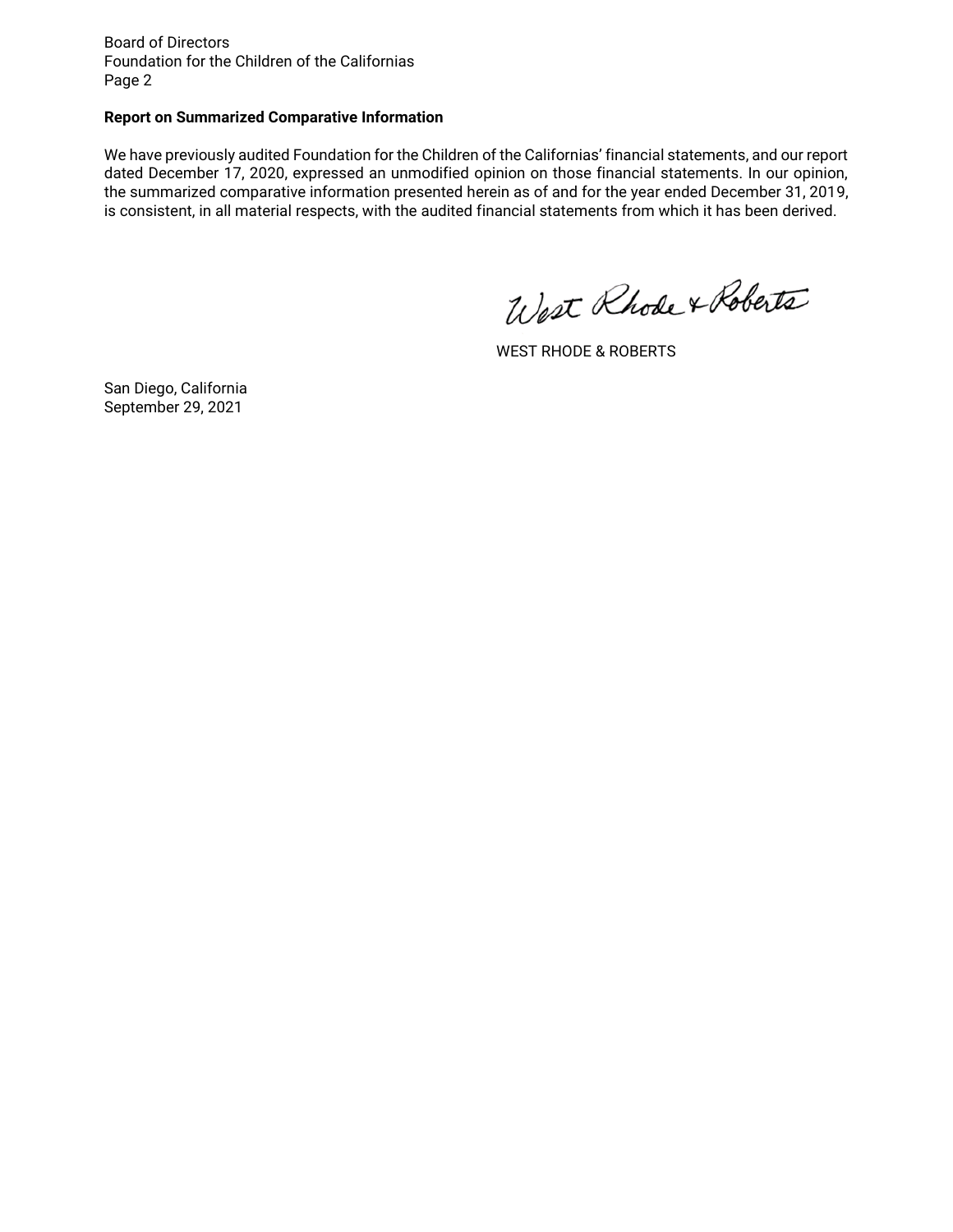Board of Directors
Foundation for the Children of the Californias
Page 2

**Report on Summarized Comparative Information**

We have previously audited Foundation for the Children of the Californias' financial statements, and our report dated December 17, 2020, expressed an unmodified opinion on those financial statements. In our opinion, the summarized comparative information presented herein as of and for the year ended December 31, 2019, is consistent, in all material respects, with the audited financial statements from which it has been derived.

West Rhode & Roberts

WEST RHODE & ROBERTS

San Diego, California
September 29, 2021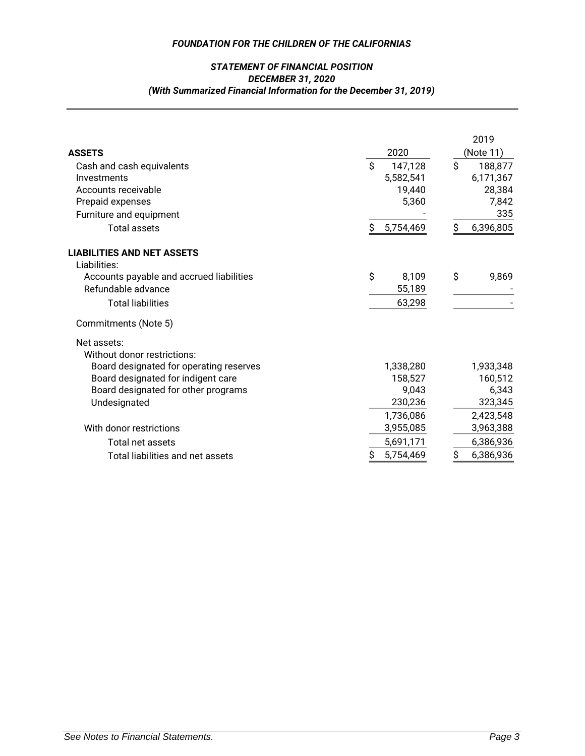***FOUNDATION FOR THE CHILDREN OF THE CALIFORNIAS***

***STATEMENT OF FINANCIAL POSITION***
***DECEMBER 31, 2020***
***(With Summarized Financial Information for the December 31, 2019)***

| | 2020 | 2019 (Note 11) |
|---|---|---|
| **ASSETS** | | |
| Cash and cash equivalents | $ 147,128 | $ 188,877 |
| Investments | 5,582,541 | 6,171,367 |
| Accounts receivable | 19,440 | 28,384 |
| Prepaid expenses | 5,360 | 7,842 |
| Furniture and equipment | - | 335 |
| Total assets | $ 5,754,469 | $ 6,396,805 |
| **LIABILITIES AND NET ASSETS** | | |
| Liabilities: | | |
| Accounts payable and accrued liabilities | $ 8,109 | $ 9,869 |
| Refundable advance | 55,189 | - |
| Total liabilities | 63,298 | - |
| Commitments (Note 5) | | |
| Net assets: | | |
| Without donor restrictions: | | |
| Board designated for operating reserves | 1,338,280 | 1,933,348 |
| Board designated for indigent care | 158,527 | 160,512 |
| Board designated for other programs | 9,043 | 6,343 |
| Undesignated | 230,236 | 323,345 |
| | 1,736,086 | 2,423,548 |
| With donor restrictions | 3,955,085 | 3,963,388 |
| Total net assets | 5,691,171 | 6,386,936 |
| Total liabilities and net assets | $ 5,754,469 | $ 6,386,936 |

*See Notes to Financial Statements.*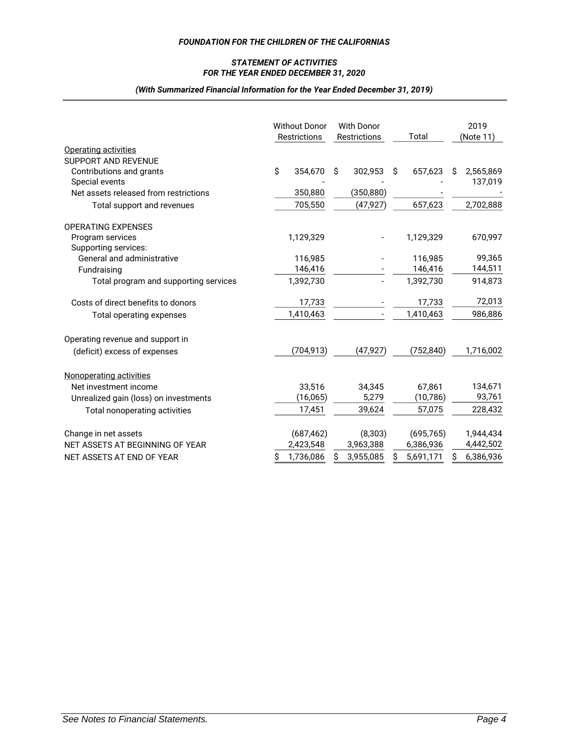**FOUNDATION FOR THE CHILDREN OF THE CALIFORNIAS**

**STATEMENT OF ACTIVITIES**
**FOR THE YEAR ENDED DECEMBER 31, 2020**

***(With Summarized Financial Information for the Year Ended December 31, 2019)***

| | Without Donor Restrictions | With Donor Restrictions | Total | 2019 (Note 11) |
|---|---|---|---|---|
| Operating activities | | | | |
| SUPPORT AND REVENUE | | | | |
| Contributions and grants | $ 354,670 | $ 302,953 | $ 657,623 | $ 2,565,869 |
| Special events | - | - | - | 137,019 |
| Net assets released from restrictions | 350,880 | (350,880) | - | - |
| Total support and revenues | 705,550 | (47,927) | 657,623 | 2,702,888 |
| OPERATING EXPENSES | | | | |
| Program services | 1,129,329 | - | 1,129,329 | 670,997 |
| Supporting services: | | | | |
| General and administrative | 116,985 | - | 116,985 | 99,365 |
| Fundraising | 146,416 | - | 146,416 | 144,511 |
| Total program and supporting services | 1,392,730 | - | 1,392,730 | 914,873 |
| Costs of direct benefits to donors | 17,733 | - | 17,733 | 72,013 |
| Total operating expenses | 1,410,463 | - | 1,410,463 | 986,886 |
| Operating revenue and support in (deficit) excess of expenses | (704,913) | (47,927) | (752,840) | 1,716,002 |
| Nonoperating activities | | | | |
| Net investment income | 33,516 | 34,345 | 67,861 | 134,671 |
| Unrealized gain (loss) on investments | (16,065) | 5,279 | (10,786) | 93,761 |
| Total nonoperating activities | 17,451 | 39,624 | 57,075 | 228,432 |
| Change in net assets | (687,462) | (8,303) | (695,765) | 1,944,434 |
| NET ASSETS AT BEGINNING OF YEAR | 2,423,548 | 3,963,388 | 6,386,936 | 4,442,502 |
| NET ASSETS AT END OF YEAR | $ 1,736,086 | $ 3,955,085 | $ 5,691,171 | $ 6,386,936 |

*See Notes to Financial Statements.*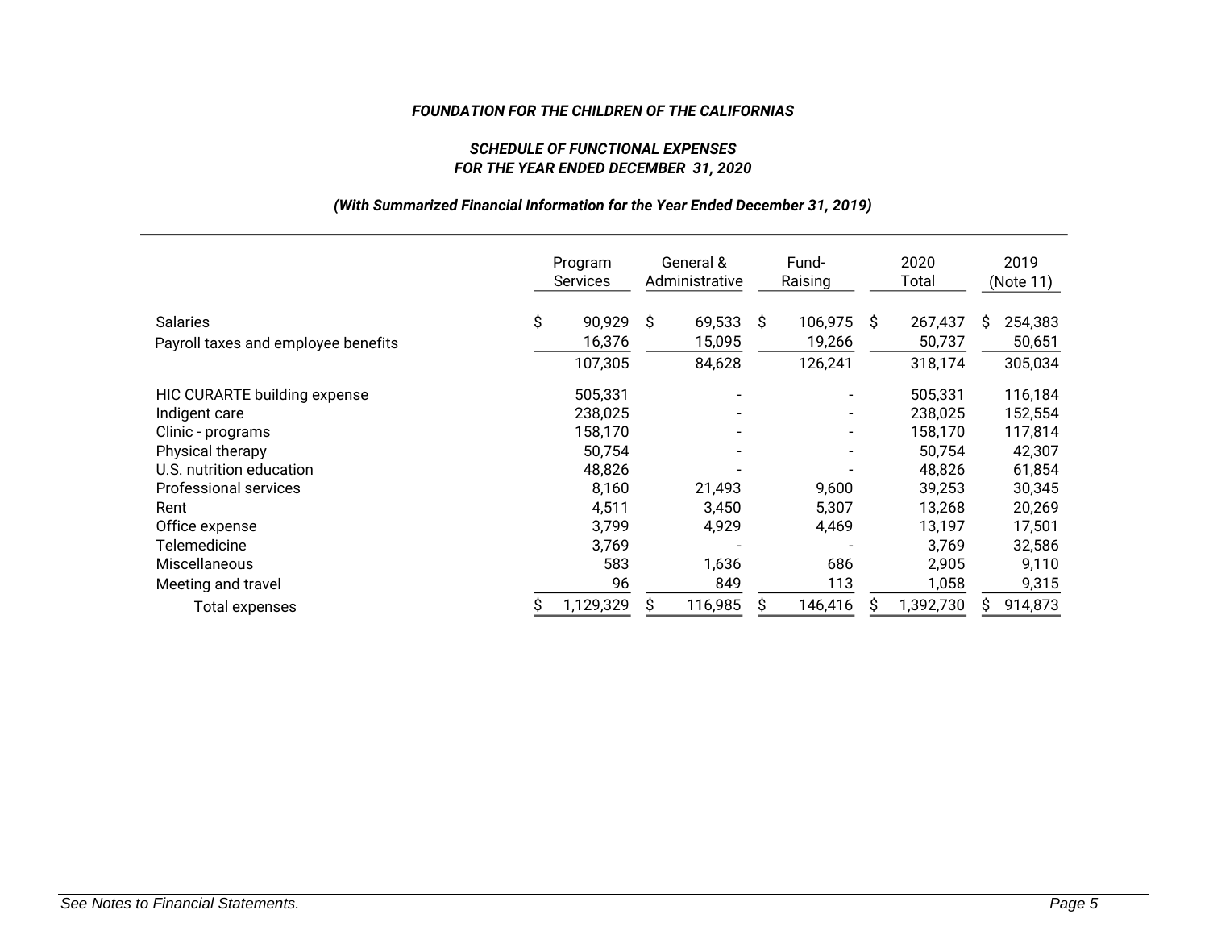***FOUNDATION FOR THE CHILDREN OF THE CALIFORNIAS***

***SCHEDULE OF FUNCTIONAL EXPENSES***
***FOR THE YEAR ENDED DECEMBER 31, 2020***

***(With Summarized Financial Information for the Year Ended December 31, 2019)***

| | Program Services | General & Administrative | Fund-Raising | 2020 Total | 2019 (Note 11) |
|---|---|---|---|---|---|
| Salaries | $ 90,929 | $ 69,533 | $ 106,975 | $ 267,437 | $ 254,383 |
| Payroll taxes and employee benefits | 16,376 | 15,095 | 19,266 | 50,737 | 50,651 |
| | 107,305 | 84,628 | 126,241 | 318,174 | 305,034 |
| HIC CURARTE building expense | 505,331 | - | - | 505,331 | 116,184 |
| Indigent care | 238,025 | - | - | 238,025 | 152,554 |
| Clinic - programs | 158,170 | - | - | 158,170 | 117,814 |
| Physical therapy | 50,754 | - | - | 50,754 | 42,307 |
| U.S. nutrition education | 48,826 | - | - | 48,826 | 61,854 |
| Professional services | 8,160 | 21,493 | 9,600 | 39,253 | 30,345 |
| Rent | 4,511 | 3,450 | 5,307 | 13,268 | 20,269 |
| Office expense | 3,799 | 4,929 | 4,469 | 13,197 | 17,501 |
| Telemedicine | 3,769 | - | - | 3,769 | 32,586 |
| Miscellaneous | 583 | 1,636 | 686 | 2,905 | 9,110 |
| Meeting and travel | 96 | 849 | 113 | 1,058 | 9,315 |
| Total expenses | $ 1,129,329 | $ 116,985 | $ 146,416 | $ 1,392,730 | $ 914,873 |

*See Notes to Financial Statements.*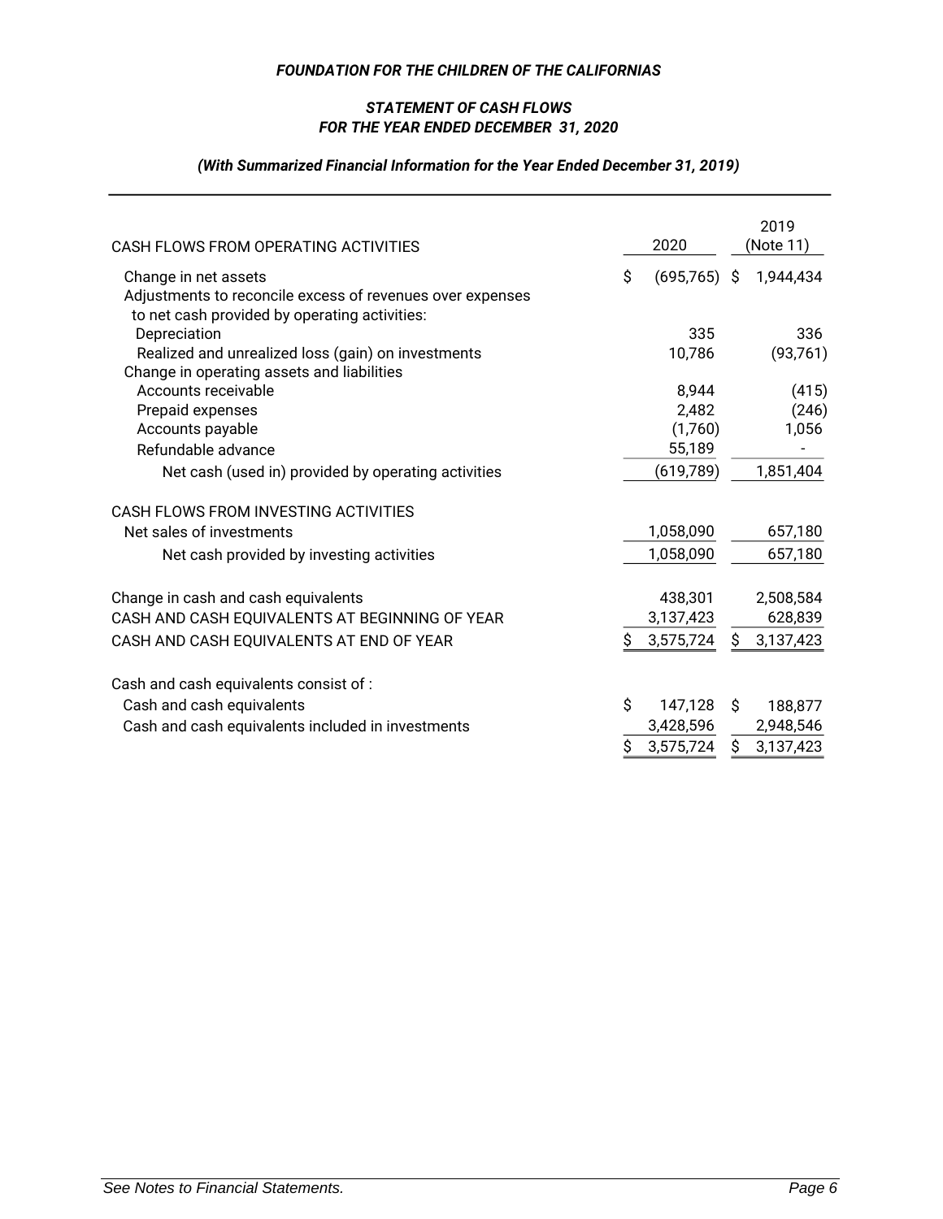***FOUNDATION FOR THE CHILDREN OF THE CALIFORNIAS***

***STATEMENT OF CASH FLOWS***
***FOR THE YEAR ENDED DECEMBER 31, 2020***

***(With Summarized Financial Information for the Year Ended December 31, 2019)***

| CASH FLOWS FROM OPERATING ACTIVITIES | 2020 | 2019 (Note 11) |
|---|---|---|
| Change in net assets | $ (695,765) | $ 1,944,434 |
| Adjustments to reconcile excess of revenues over expenses to net cash provided by operating activities: | | |
| Depreciation | 335 | 336 |
| Realized and unrealized loss (gain) on investments | 10,786 | (93,761) |
| Change in operating assets and liabilities | | |
| Accounts receivable | 8,944 | (415) |
| Prepaid expenses | 2,482 | (246) |
| Accounts payable | (1,760) | 1,056 |
| Refundable advance | 55,189 | - |
| Net cash (used in) provided by operating activities | (619,789) | 1,851,404 |
| | | |
| CASH FLOWS FROM INVESTING ACTIVITIES | | |
| Net sales of investments | 1,058,090 | 657,180 |
| Net cash provided by investing activities | 1,058,090 | 657,180 |
| | | |
| Change in cash and cash equivalents | 438,301 | 2,508,584 |
| CASH AND CASH EQUIVALENTS AT BEGINNING OF YEAR | 3,137,423 | 628,839 |
| CASH AND CASH EQUIVALENTS AT END OF YEAR | $ 3,575,724 | $ 3,137,423 |
| | | |
| Cash and cash equivalents consist of : | | |
| Cash and cash equivalents | $ 147,128 | $ 188,877 |
| Cash and cash equivalents included in investments | 3,428,596 | 2,948,546 |
| | $ 3,575,724 | $ 3,137,423 |

*See Notes to Financial Statements.*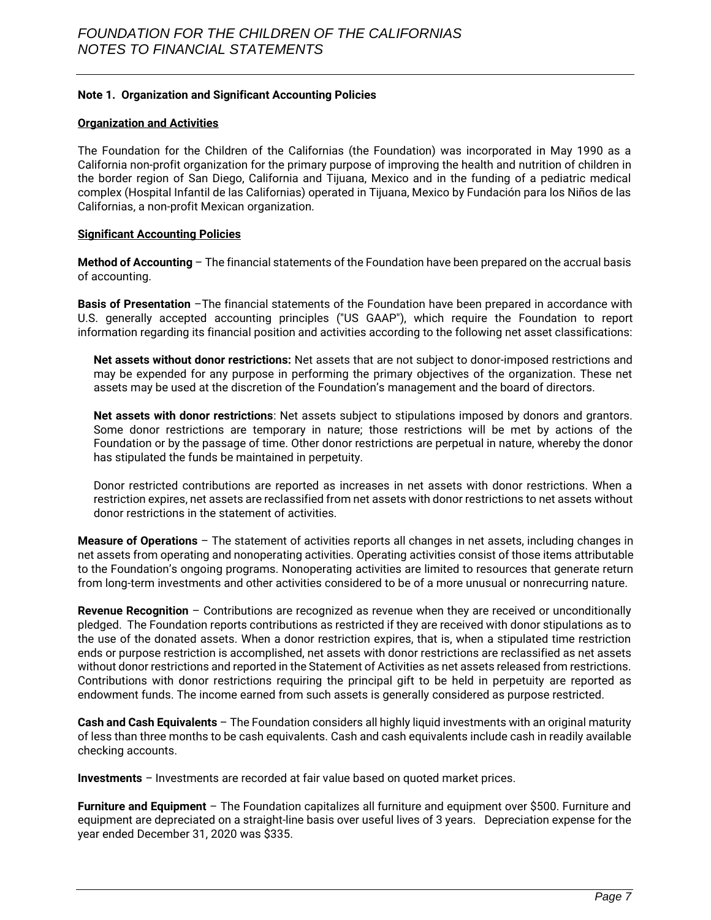## Note 1. Organization and Significant Accounting Policies

### Organization and Activities

The Foundation for the Children of the Californias (the Foundation) was incorporated in May 1990 as a California non-profit organization for the primary purpose of improving the health and nutrition of children in the border region of San Diego, California and Tijuana, Mexico and in the funding of a pediatric medical complex (Hospital Infantil de las Californias) operated in Tijuana, Mexico by Fundación para los Niños de las Californias, a non-profit Mexican organization.

### Significant Accounting Policies

**Method of Accounting** – The financial statements of the Foundation have been prepared on the accrual basis of accounting.

**Basis of Presentation** –The financial statements of the Foundation have been prepared in accordance with U.S. generally accepted accounting principles ("US GAAP"), which require the Foundation to report information regarding its financial position and activities according to the following net asset classifications:

> **Net assets without donor restrictions:** Net assets that are not subject to donor-imposed restrictions and may be expended for any purpose in performing the primary objectives of the organization. These net assets may be used at the discretion of the Foundation's management and the board of directors.
>
> **Net assets with donor restrictions**: Net assets subject to stipulations imposed by donors and grantors. Some donor restrictions are temporary in nature; those restrictions will be met by actions of the Foundation or by the passage of time. Other donor restrictions are perpetual in nature, whereby the donor has stipulated the funds be maintained in perpetuity.
>
> Donor restricted contributions are reported as increases in net assets with donor restrictions. When a restriction expires, net assets are reclassified from net assets with donor restrictions to net assets without donor restrictions in the statement of activities.

**Measure of Operations** – The statement of activities reports all changes in net assets, including changes in net assets from operating and nonoperating activities. Operating activities consist of those items attributable to the Foundation's ongoing programs. Nonoperating activities are limited to resources that generate return from long-term investments and other activities considered to be of a more unusual or nonrecurring nature.

**Revenue Recognition** – Contributions are recognized as revenue when they are received or unconditionally pledged. The Foundation reports contributions as restricted if they are received with donor stipulations as to the use of the donated assets. When a donor restriction expires, that is, when a stipulated time restriction ends or purpose restriction is accomplished, net assets with donor restrictions are reclassified as net assets without donor restrictions and reported in the Statement of Activities as net assets released from restrictions. Contributions with donor restrictions requiring the principal gift to be held in perpetuity are reported as endowment funds. The income earned from such assets is generally considered as purpose restricted.

**Cash and Cash Equivalents** – The Foundation considers all highly liquid investments with an original maturity of less than three months to be cash equivalents. Cash and cash equivalents include cash in readily available checking accounts.

**Investments** – Investments are recorded at fair value based on quoted market prices.

**Furniture and Equipment** – The Foundation capitalizes all furniture and equipment over $500. Furniture and equipment are depreciated on a straight-line basis over useful lives of 3 years. Depreciation expense for the year ended December 31, 2020 was $335.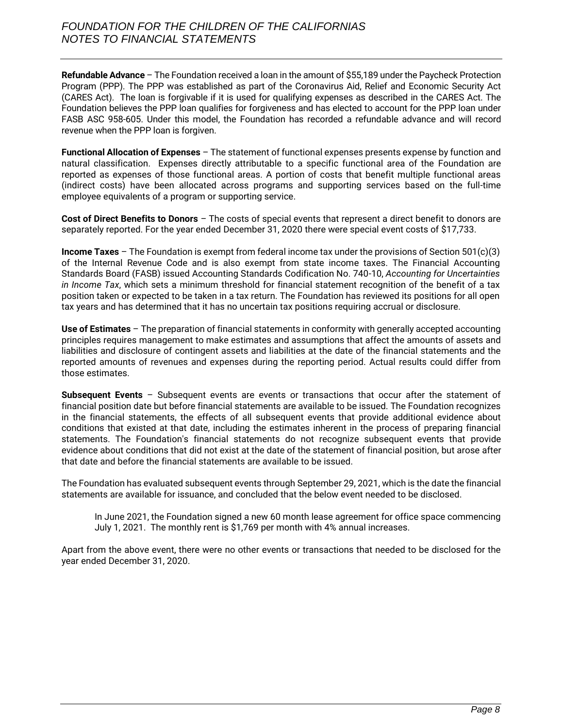**Refundable Advance** – The Foundation received a loan in the amount of $55,189 under the Paycheck Protection Program (PPP). The PPP was established as part of the Coronavirus Aid, Relief and Economic Security Act (CARES Act). The loan is forgivable if it is used for qualifying expenses as described in the CARES Act. The Foundation believes the PPP loan qualifies for forgiveness and has elected to account for the PPP loan under FASB ASC 958-605. Under this model, the Foundation has recorded a refundable advance and will record revenue when the PPP loan is forgiven.

**Functional Allocation of Expenses** – The statement of functional expenses presents expense by function and natural classification. Expenses directly attributable to a specific functional area of the Foundation are reported as expenses of those functional areas. A portion of costs that benefit multiple functional areas (indirect costs) have been allocated across programs and supporting services based on the full-time employee equivalents of a program or supporting service.

**Cost of Direct Benefits to Donors** – The costs of special events that represent a direct benefit to donors are separately reported. For the year ended December 31, 2020 there were special event costs of $17,733.

**Income Taxes** – The Foundation is exempt from federal income tax under the provisions of Section 501(c)(3) of the Internal Revenue Code and is also exempt from state income taxes. The Financial Accounting Standards Board (FASB) issued Accounting Standards Codification No. 740-10, *Accounting for Uncertainties in Income Tax*, which sets a minimum threshold for financial statement recognition of the benefit of a tax position taken or expected to be taken in a tax return. The Foundation has reviewed its positions for all open tax years and has determined that it has no uncertain tax positions requiring accrual or disclosure.

**Use of Estimates** – The preparation of financial statements in conformity with generally accepted accounting principles requires management to make estimates and assumptions that affect the amounts of assets and liabilities and disclosure of contingent assets and liabilities at the date of the financial statements and the reported amounts of revenues and expenses during the reporting period. Actual results could differ from those estimates.

**Subsequent Events** – Subsequent events are events or transactions that occur after the statement of financial position date but before financial statements are available to be issued. The Foundation recognizes in the financial statements, the effects of all subsequent events that provide additional evidence about conditions that existed at that date, including the estimates inherent in the process of preparing financial statements. The Foundation's financial statements do not recognize subsequent events that provide evidence about conditions that did not exist at the date of the statement of financial position, but arose after that date and before the financial statements are available to be issued.

The Foundation has evaluated subsequent events through September 29, 2021, which is the date the financial statements are available for issuance, and concluded that the below event needed to be disclosed.

> In June 2021, the Foundation signed a new 60 month lease agreement for office space commencing July 1, 2021. The monthly rent is $1,769 per month with 4% annual increases.

Apart from the above event, there were no other events or transactions that needed to be disclosed for the year ended December 31, 2020.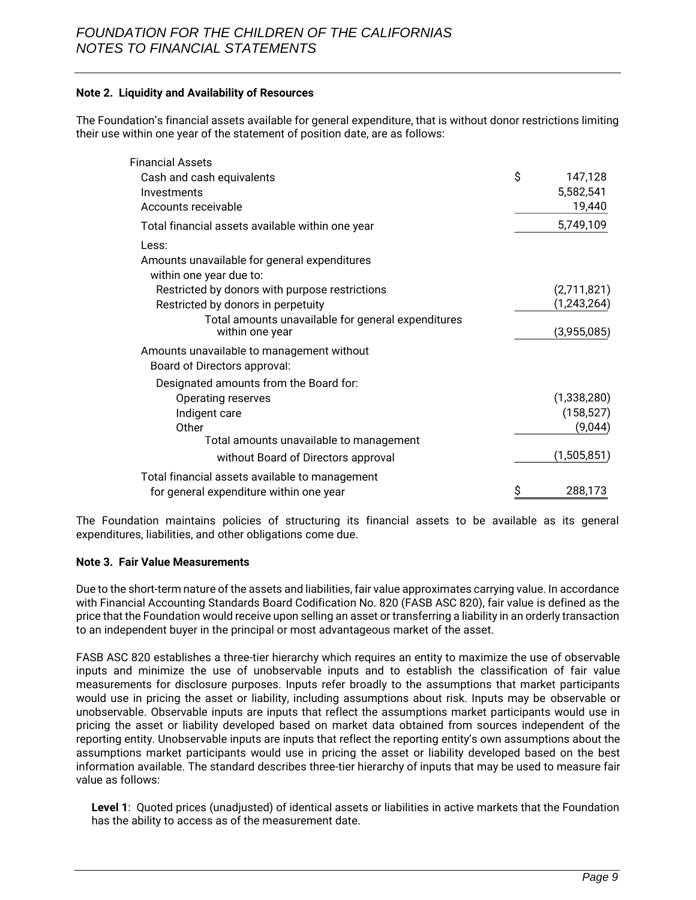### Note 2. Liquidity and Availability of Resources

The Foundation's financial assets available for general expenditure, that is without donor restrictions limiting their use within one year of the statement of position date, are as follows:

| | |
|---|---|
| Financial Assets | |
| Cash and cash equivalents | $ 147,128 |
| Investments | 5,582,541 |
| Accounts receivable | 19,440 |
| Total financial assets available within one year | 5,749,109 |
| Less: | |
| Amounts unavailable for general expenditures within one year due to: | |
| Restricted by donors with purpose restrictions | (2,711,821) |
| Restricted by donors in perpetuity | (1,243,264) |
| Total amounts unavailable for general expenditures within one year | (3,955,085) |
| Amounts unavailable to management without Board of Directors approval: | |
| Designated amounts from the Board for: | |
| Operating reserves | (1,338,280) |
| Indigent care | (158,527) |
| Other | (9,044) |
| Total amounts unavailable to management without Board of Directors approval | (1,505,851) |
| Total financial assets available to management for general expenditure within one year | $ 288,173 |

The Foundation maintains policies of structuring its financial assets to be available as its general expenditures, liabilities, and other obligations come due.

### Note 3. Fair Value Measurements

Due to the short-term nature of the assets and liabilities, fair value approximates carrying value. In accordance with Financial Accounting Standards Board Codification No. 820 (FASB ASC 820), fair value is defined as the price that the Foundation would receive upon selling an asset or transferring a liability in an orderly transaction to an independent buyer in the principal or most advantageous market of the asset.

FASB ASC 820 establishes a three-tier hierarchy which requires an entity to maximize the use of observable inputs and minimize the use of unobservable inputs and to establish the classification of fair value measurements for disclosure purposes. Inputs refer broadly to the assumptions that market participants would use in pricing the asset or liability, including assumptions about risk. Inputs may be observable or unobservable. Observable inputs are inputs that reflect the assumptions market participants would use in pricing the asset or liability developed based on market data obtained from sources independent of the reporting entity. Unobservable inputs are inputs that reflect the reporting entity's own assumptions about the assumptions market participants would use in pricing the asset or liability developed based on the best information available. The standard describes three-tier hierarchy of inputs that may be used to measure fair value as follows:

**Level 1**: Quoted prices (unadjusted) of identical assets or liabilities in active markets that the Foundation has the ability to access as of the measurement date.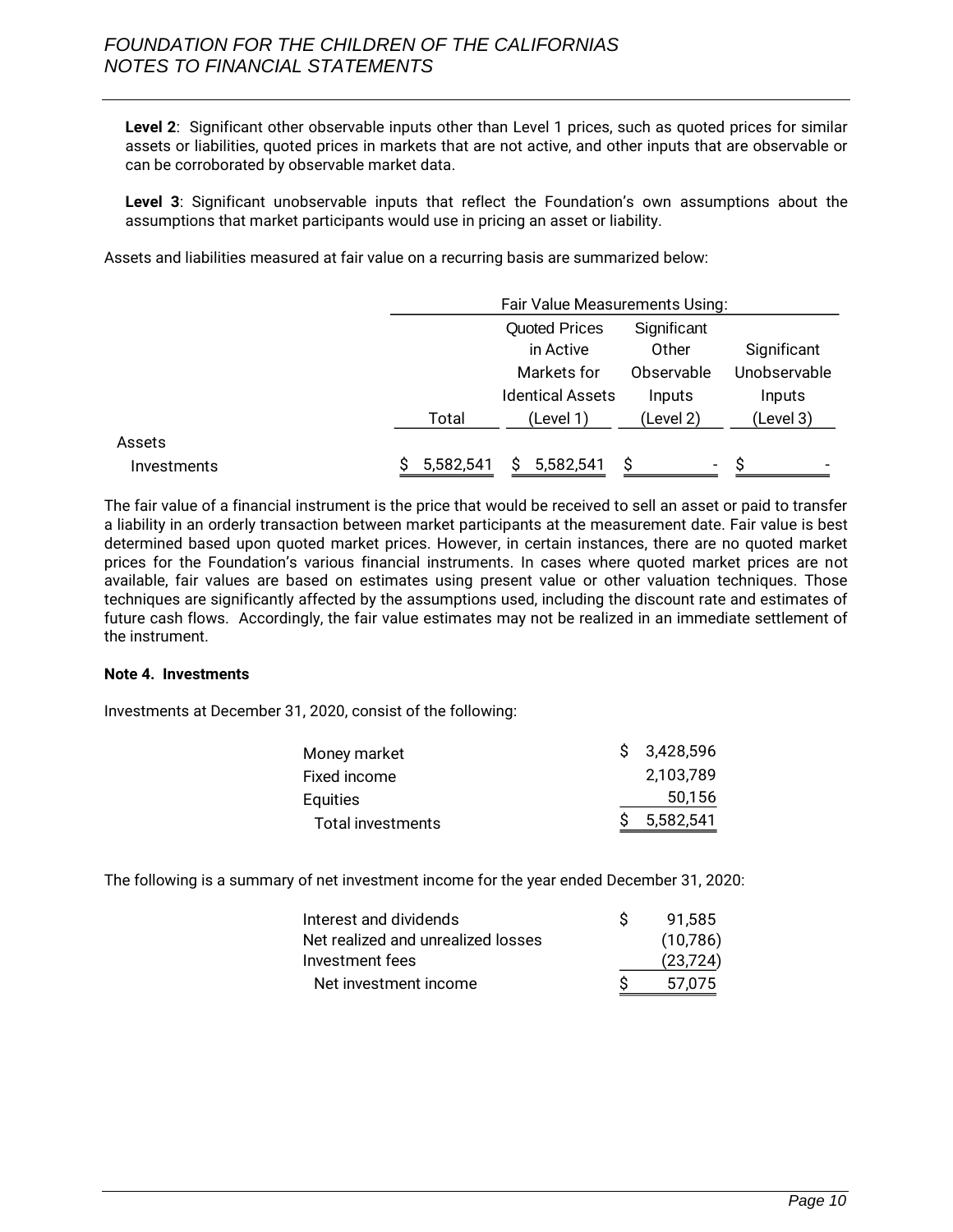**Level 2**: Significant other observable inputs other than Level 1 prices, such as quoted prices for similar assets or liabilities, quoted prices in markets that are not active, and other inputs that are observable or can be corroborated by observable market data.

**Level 3**: Significant unobservable inputs that reflect the Foundation's own assumptions about the assumptions that market participants would use in pricing an asset or liability.

Assets and liabilities measured at fair value on a recurring basis are summarized below:

| | | Fair Value Measurements Using: | | |
|---|---|---|---|---|
| | Total | Quoted Prices in Active Markets for Identical Assets (Level 1) | Significant Other Observable Inputs (Level 2) | Significant Unobservable Inputs (Level 3) |
| Assets | | | | |
| Investments | $ 5,582,541 | $ 5,582,541 | $ - | $ - |

The fair value of a financial instrument is the price that would be received to sell an asset or paid to transfer a liability in an orderly transaction between market participants at the measurement date. Fair value is best determined based upon quoted market prices. However, in certain instances, there are no quoted market prices for the Foundation's various financial instruments. In cases where quoted market prices are not available, fair values are based on estimates using present value or other valuation techniques. Those techniques are significantly affected by the assumptions used, including the discount rate and estimates of future cash flows. Accordingly, the fair value estimates may not be realized in an immediate settlement of the instrument.

**Note 4. Investments**

Investments at December 31, 2020, consist of the following:

| | |
|---|---|
| Money market | $ 3,428,596 |
| Fixed income | 2,103,789 |
| Equities | 50,156 |
| Total investments | $ 5,582,541 |

The following is a summary of net investment income for the year ended December 31, 2020:

| | |
|---|---|
| Interest and dividends | $ 91,585 |
| Net realized and unrealized losses | (10,786) |
| Investment fees | (23,724) |
| Net investment income | $ 57,075 |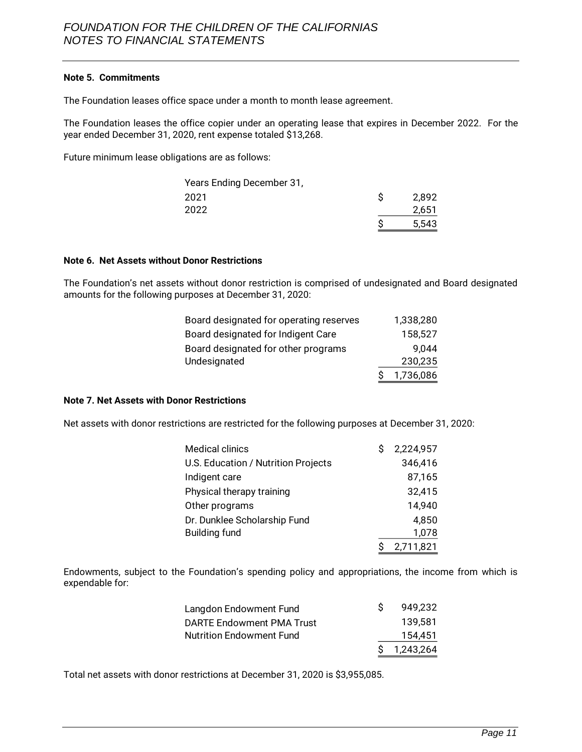### Note 5. Commitments

The Foundation leases office space under a month to month lease agreement.

The Foundation leases the office copier under an operating lease that expires in December 2022. For the year ended December 31, 2020, rent expense totaled $13,268.

Future minimum lease obligations are as follows:

| Years Ending December 31, | |
|---|---|
| 2021 | $ 2,892 |
| 2022 | 2,651 |
| | $ 5,543 |

### Note 6. Net Assets without Donor Restrictions

The Foundation's net assets without donor restriction is comprised of undesignated and Board designated amounts for the following purposes at December 31, 2020:

| | |
|---|---|
| Board designated for operating reserves | 1,338,280 |
| Board designated for Indigent Care | 158,527 |
| Board designated for other programs | 9,044 |
| Undesignated | 230,235 |
| | $ 1,736,086 |

### Note 7. Net Assets with Donor Restrictions

Net assets with donor restrictions are restricted for the following purposes at December 31, 2020:

| | |
|---|---|
| Medical clinics | $ 2,224,957 |
| U.S. Education / Nutrition Projects | 346,416 |
| Indigent care | 87,165 |
| Physical therapy training | 32,415 |
| Other programs | 14,940 |
| Dr. Dunklee Scholarship Fund | 4,850 |
| Building fund | 1,078 |
| | $ 2,711,821 |

Endowments, subject to the Foundation's spending policy and appropriations, the income from which is expendable for:

| | |
|---|---|
| Langdon Endowment Fund | $ 949,232 |
| DARTE Endowment PMA Trust | 139,581 |
| Nutrition Endowment Fund | 154,451 |
| | $ 1,243,264 |

Total net assets with donor restrictions at December 31, 2020 is $3,955,085.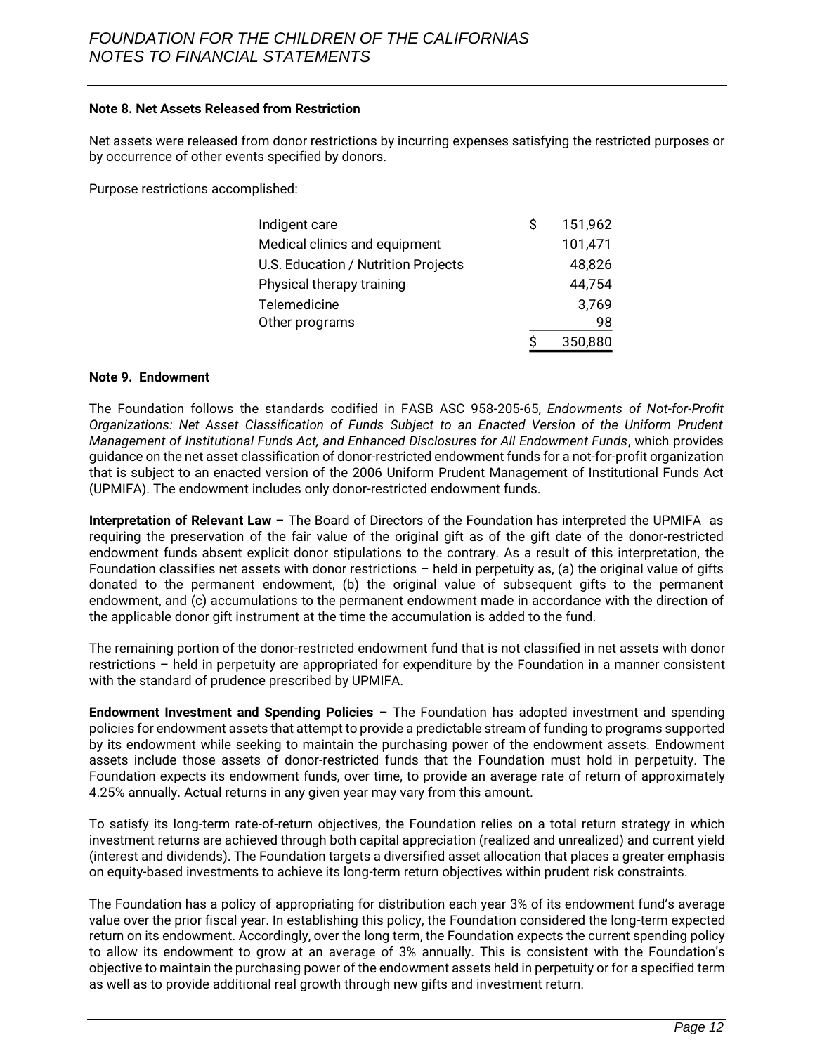## Note 8. Net Assets Released from Restriction

Net assets were released from donor restrictions by incurring expenses satisfying the restricted purposes or by occurrence of other events specified by donors.

Purpose restrictions accomplished:

| | |
|---|---|
| Indigent care | $ 151,962 |
| Medical clinics and equipment | 101,471 |
| U.S. Education / Nutrition Projects | 48,826 |
| Physical therapy training | 44,754 |
| Telemedicine | 3,769 |
| Other programs | 98 |
| | $ 350,880 |

## Note 9. Endowment

The Foundation follows the standards codified in FASB ASC 958-205-65, *Endowments of Not-for-Profit Organizations: Net Asset Classification of Funds Subject to an Enacted Version of the Uniform Prudent Management of Institutional Funds Act, and Enhanced Disclosures for All Endowment Funds*, which provides guidance on the net asset classification of donor-restricted endowment funds for a not-for-profit organization that is subject to an enacted version of the 2006 Uniform Prudent Management of Institutional Funds Act (UPMIFA). The endowment includes only donor-restricted endowment funds.

**Interpretation of Relevant Law** – The Board of Directors of the Foundation has interpreted the UPMIFA as requiring the preservation of the fair value of the original gift as of the gift date of the donor-restricted endowment funds absent explicit donor stipulations to the contrary. As a result of this interpretation, the Foundation classifies net assets with donor restrictions – held in perpetuity as, (a) the original value of gifts donated to the permanent endowment, (b) the original value of subsequent gifts to the permanent endowment, and (c) accumulations to the permanent endowment made in accordance with the direction of the applicable donor gift instrument at the time the accumulation is added to the fund.

The remaining portion of the donor-restricted endowment fund that is not classified in net assets with donor restrictions – held in perpetuity are appropriated for expenditure by the Foundation in a manner consistent with the standard of prudence prescribed by UPMIFA.

**Endowment Investment and Spending Policies** – The Foundation has adopted investment and spending policies for endowment assets that attempt to provide a predictable stream of funding to programs supported by its endowment while seeking to maintain the purchasing power of the endowment assets. Endowment assets include those assets of donor-restricted funds that the Foundation must hold in perpetuity. The Foundation expects its endowment funds, over time, to provide an average rate of return of approximately 4.25% annually. Actual returns in any given year may vary from this amount.

To satisfy its long-term rate-of-return objectives, the Foundation relies on a total return strategy in which investment returns are achieved through both capital appreciation (realized and unrealized) and current yield (interest and dividends). The Foundation targets a diversified asset allocation that places a greater emphasis on equity-based investments to achieve its long-term return objectives within prudent risk constraints.

The Foundation has a policy of appropriating for distribution each year 3% of its endowment fund's average value over the prior fiscal year. In establishing this policy, the Foundation considered the long-term expected return on its endowment. Accordingly, over the long term, the Foundation expects the current spending policy to allow its endowment to grow at an average of 3% annually. This is consistent with the Foundation's objective to maintain the purchasing power of the endowment assets held in perpetuity or for a specified term as well as to provide additional real growth through new gifts and investment return.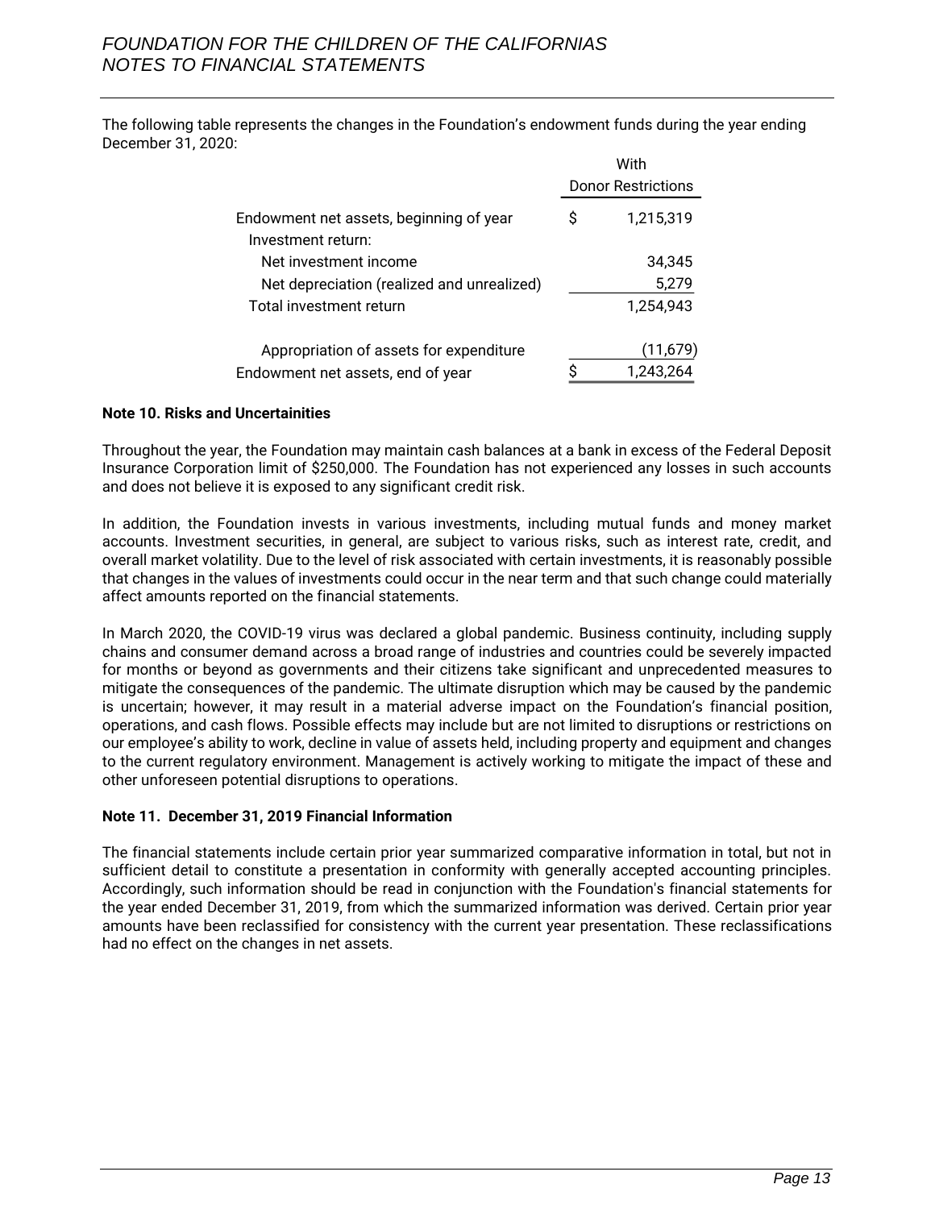The following table represents the changes in the Foundation's endowment funds during the year ending December 31, 2020:

| | With Donor Restrictions |
|---|---|
| Endowment net assets, beginning of year | $ 1,215,319 |
| Investment return: | |
| Net investment income | 34,345 |
| Net depreciation (realized and unrealized) | 5,279 |
| Total investment return | 1,254,943 |
| | |
| Appropriation of assets for expenditure | (11,679) |
| Endowment net assets, end of year | $ 1,243,264 |

**Note 10. Risks and Uncertainities**

Throughout the year, the Foundation may maintain cash balances at a bank in excess of the Federal Deposit Insurance Corporation limit of $250,000. The Foundation has not experienced any losses in such accounts and does not believe it is exposed to any significant credit risk.

In addition, the Foundation invests in various investments, including mutual funds and money market accounts. Investment securities, in general, are subject to various risks, such as interest rate, credit, and overall market volatility. Due to the level of risk associated with certain investments, it is reasonably possible that changes in the values of investments could occur in the near term and that such change could materially affect amounts reported on the financial statements.

In March 2020, the COVID-19 virus was declared a global pandemic. Business continuity, including supply chains and consumer demand across a broad range of industries and countries could be severely impacted for months or beyond as governments and their citizens take significant and unprecedented measures to mitigate the consequences of the pandemic. The ultimate disruption which may be caused by the pandemic is uncertain; however, it may result in a material adverse impact on the Foundation's financial position, operations, and cash flows. Possible effects may include but are not limited to disruptions or restrictions on our employee's ability to work, decline in value of assets held, including property and equipment and changes to the current regulatory environment. Management is actively working to mitigate the impact of these and other unforeseen potential disruptions to operations.

**Note 11. December 31, 2019 Financial Information**

The financial statements include certain prior year summarized comparative information in total, but not in sufficient detail to constitute a presentation in conformity with generally accepted accounting principles. Accordingly, such information should be read in conjunction with the Foundation's financial statements for the year ended December 31, 2019, from which the summarized information was derived. Certain prior year amounts have been reclassified for consistency with the current year presentation. These reclassifications had no effect on the changes in net assets.